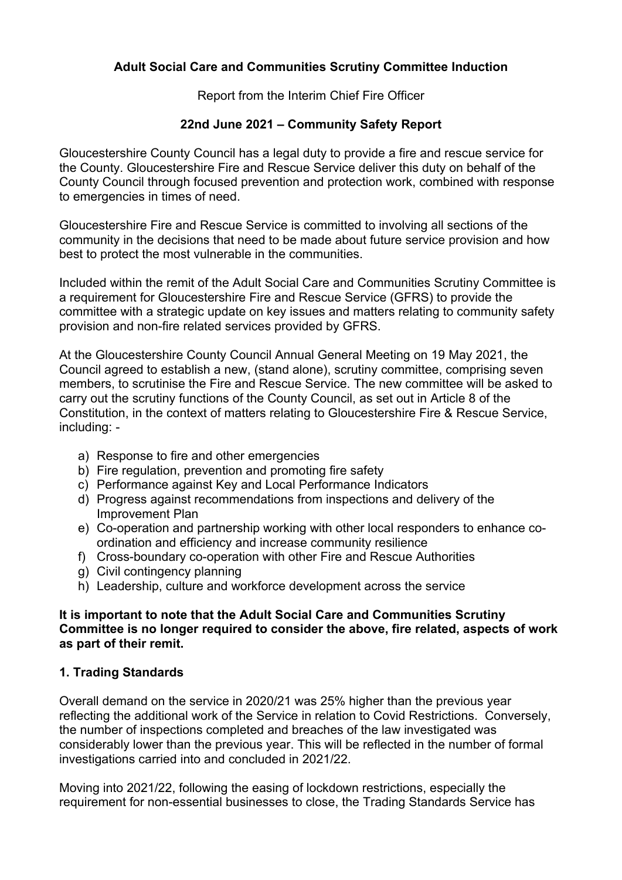**Adult Social Care and Communities Scrutiny Committee Induction**

Report from the Interim Chief Fire Officer

**22nd June 2021 – Community Safety Report**

Gloucestershire County Council has a legal duty to provide a fire and rescue service for the County. Gloucestershire Fire and Rescue Service deliver this duty on behalf of the County Council through focused prevention and protection work, combined with response to emergencies in times of need.

Gloucestershire Fire and Rescue Service is committed to involving all sections of the community in the decisions that need to be made about future service provision and how best to protect the most vulnerable in the communities.

Included within the remit of the Adult Social Care and Communities Scrutiny Committee is a requirement for Gloucestershire Fire and Rescue Service (GFRS) to provide the committee with a strategic update on key issues and matters relating to community safety provision and non-fire related services provided by GFRS.

At the Gloucestershire County Council Annual General Meeting on 19 May 2021, the Council agreed to establish a new, (stand alone), scrutiny committee, comprising seven members, to scrutinise the Fire and Rescue Service. The new committee will be asked to carry out the scrutiny functions of the County Council, as set out in Article 8 of the Constitution, in the context of matters relating to Gloucestershire Fire & Rescue Service, including: -

a) Response to fire and other emergencies
b) Fire regulation, prevention and promoting fire safety
c) Performance against Key and Local Performance Indicators
d) Progress against recommendations from inspections and delivery of the Improvement Plan
e) Co-operation and partnership working with other local responders to enhance co-ordination and efficiency and increase community resilience
f) Cross-boundary co-operation with other Fire and Rescue Authorities
g) Civil contingency planning
h) Leadership, culture and workforce development across the service

**It is important to note that the Adult Social Care and Communities Scrutiny Committee is no longer required to consider the above, fire related, aspects of work as part of their remit.**

## 1. Trading Standards

Overall demand on the service in 2020/21 was 25% higher than the previous year reflecting the additional work of the Service in relation to Covid Restrictions. Conversely, the number of inspections completed and breaches of the law investigated was considerably lower than the previous year. This will be reflected in the number of formal investigations carried into and concluded in 2021/22.

Moving into 2021/22, following the easing of lockdown restrictions, especially the requirement for non-essential businesses to close, the Trading Standards Service has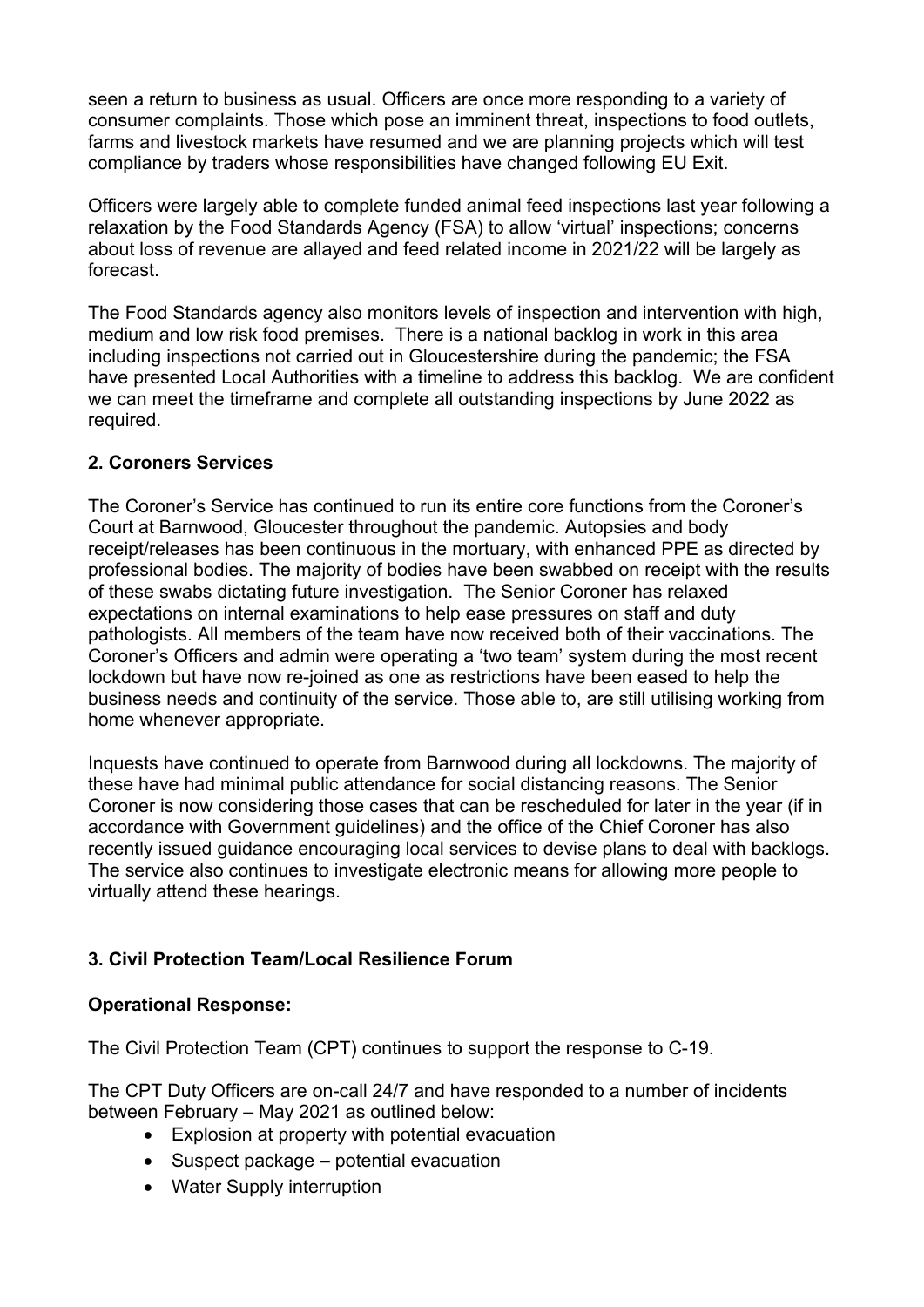seen a return to business as usual. Officers are once more responding to a variety of consumer complaints. Those which pose an imminent threat, inspections to food outlets, farms and livestock markets have resumed and we are planning projects which will test compliance by traders whose responsibilities have changed following EU Exit.

Officers were largely able to complete funded animal feed inspections last year following a relaxation by the Food Standards Agency (FSA) to allow 'virtual' inspections; concerns about loss of revenue are allayed and feed related income in 2021/22 will be largely as forecast.

The Food Standards agency also monitors levels of inspection and intervention with high, medium and low risk food premises. There is a national backlog in work in this area including inspections not carried out in Gloucestershire during the pandemic; the FSA have presented Local Authorities with a timeline to address this backlog. We are confident we can meet the timeframe and complete all outstanding inspections by June 2022 as required.

## 2. Coroners Services

The Coroner's Service has continued to run its entire core functions from the Coroner's Court at Barnwood, Gloucester throughout the pandemic. Autopsies and body receipt/releases has been continuous in the mortuary, with enhanced PPE as directed by professional bodies. The majority of bodies have been swabbed on receipt with the results of these swabs dictating future investigation. The Senior Coroner has relaxed expectations on internal examinations to help ease pressures on staff and duty pathologists. All members of the team have now received both of their vaccinations. The Coroner's Officers and admin were operating a 'two team' system during the most recent lockdown but have now re-joined as one as restrictions have been eased to help the business needs and continuity of the service. Those able to, are still utilising working from home whenever appropriate.

Inquests have continued to operate from Barnwood during all lockdowns. The majority of these have had minimal public attendance for social distancing reasons. The Senior Coroner is now considering those cases that can be rescheduled for later in the year (if in accordance with Government guidelines) and the office of the Chief Coroner has also recently issued guidance encouraging local services to devise plans to deal with backlogs. The service also continues to investigate electronic means for allowing more people to virtually attend these hearings.

## 3. Civil Protection Team/Local Resilience Forum

### Operational Response:

The Civil Protection Team (CPT) continues to support the response to C-19.

The CPT Duty Officers are on-call 24/7 and have responded to a number of incidents between February – May 2021 as outlined below:

- Explosion at property with potential evacuation
- Suspect package – potential evacuation
- Water Supply interruption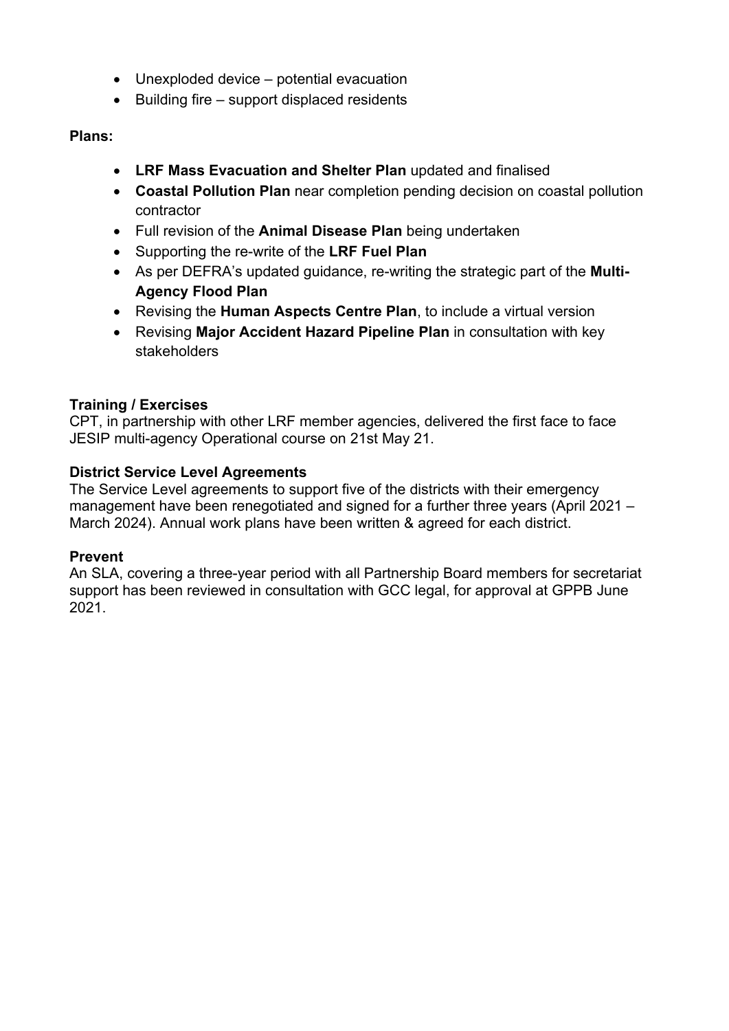- Unexploded device – potential evacuation
- Building fire – support displaced residents

**Plans:**

- **LRF Mass Evacuation and Shelter Plan** updated and finalised
- **Coastal Pollution Plan** near completion pending decision on coastal pollution contractor
- Full revision of the **Animal Disease Plan** being undertaken
- Supporting the re-write of the **LRF Fuel Plan**
- As per DEFRA's updated guidance, re-writing the strategic part of the **Multi-Agency Flood Plan**
- Revising the **Human Aspects Centre Plan**, to include a virtual version
- Revising **Major Accident Hazard Pipeline Plan** in consultation with key stakeholders

**Training / Exercises**

CPT, in partnership with other LRF member agencies, delivered the first face to face JESIP multi-agency Operational course on 21st May 21.

**District Service Level Agreements**

The Service Level agreements to support five of the districts with their emergency management have been renegotiated and signed for a further three years (April 2021 – March 2024). Annual work plans have been written & agreed for each district.

**Prevent**

An SLA, covering a three-year period with all Partnership Board members for secretariat support has been reviewed in consultation with GCC legal, for approval at GPPB June 2021.